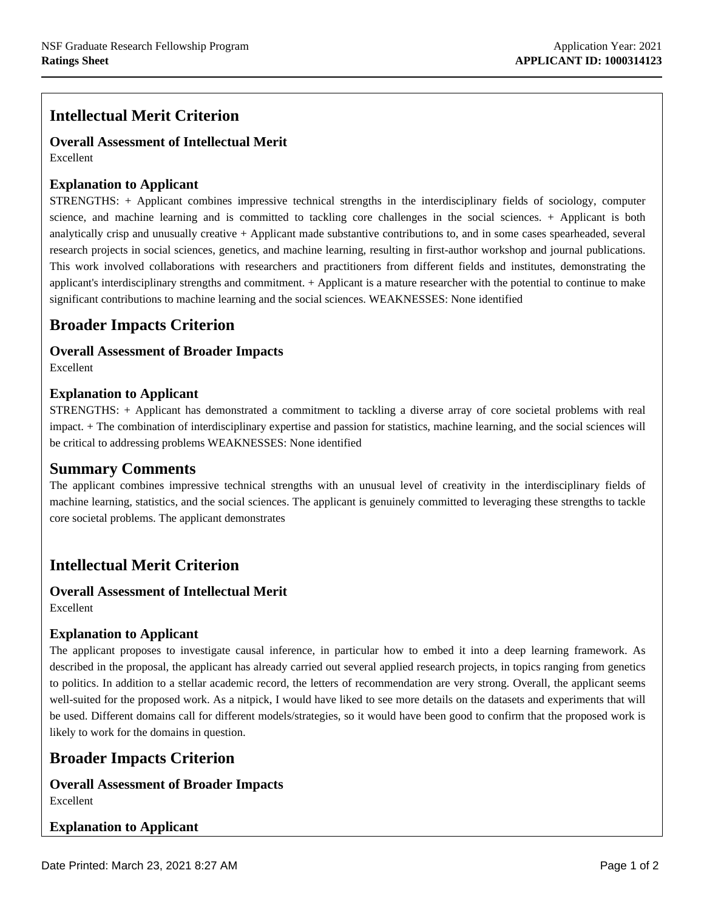NSF Graduate Research Fellowship Program
**Ratings Sheet**

Application Year: 2021
**APPLICANT ID: 1000314123**

## Intellectual Merit Criterion

### Overall Assessment of Intellectual Merit

Excellent

### Explanation to Applicant

STRENGTHS: + Applicant combines impressive technical strengths in the interdisciplinary fields of sociology, computer science, and machine learning and is committed to tackling core challenges in the social sciences. + Applicant is both analytically crisp and unusually creative + Applicant made substantive contributions to, and in some cases spearheaded, several research projects in social sciences, genetics, and machine learning, resulting in first-author workshop and journal publications. This work involved collaborations with researchers and practitioners from different fields and institutes, demonstrating the applicant's interdisciplinary strengths and commitment. + Applicant is a mature researcher with the potential to continue to make significant contributions to machine learning and the social sciences. WEAKNESSES: None identified

## Broader Impacts Criterion

### Overall Assessment of Broader Impacts

Excellent

### Explanation to Applicant

STRENGTHS: + Applicant has demonstrated a commitment to tackling a diverse array of core societal problems with real impact. + The combination of interdisciplinary expertise and passion for statistics, machine learning, and the social sciences will be critical to addressing problems WEAKNESSES: None identified

## Summary Comments

The applicant combines impressive technical strengths with an unusual level of creativity in the interdisciplinary fields of machine learning, statistics, and the social sciences. The applicant is genuinely committed to leveraging these strengths to tackle core societal problems. The applicant demonstrates

## Intellectual Merit Criterion

### Overall Assessment of Intellectual Merit

Excellent

### Explanation to Applicant

The applicant proposes to investigate causal inference, in particular how to embed it into a deep learning framework. As described in the proposal, the applicant has already carried out several applied research projects, in topics ranging from genetics to politics. In addition to a stellar academic record, the letters of recommendation are very strong. Overall, the applicant seems well-suited for the proposed work. As a nitpick, I would have liked to see more details on the datasets and experiments that will be used. Different domains call for different models/strategies, so it would have been good to confirm that the proposed work is likely to work for the domains in question.

## Broader Impacts Criterion

### Overall Assessment of Broader Impacts

Excellent

### Explanation to Applicant

Date Printed: March 23, 2021 8:27 AM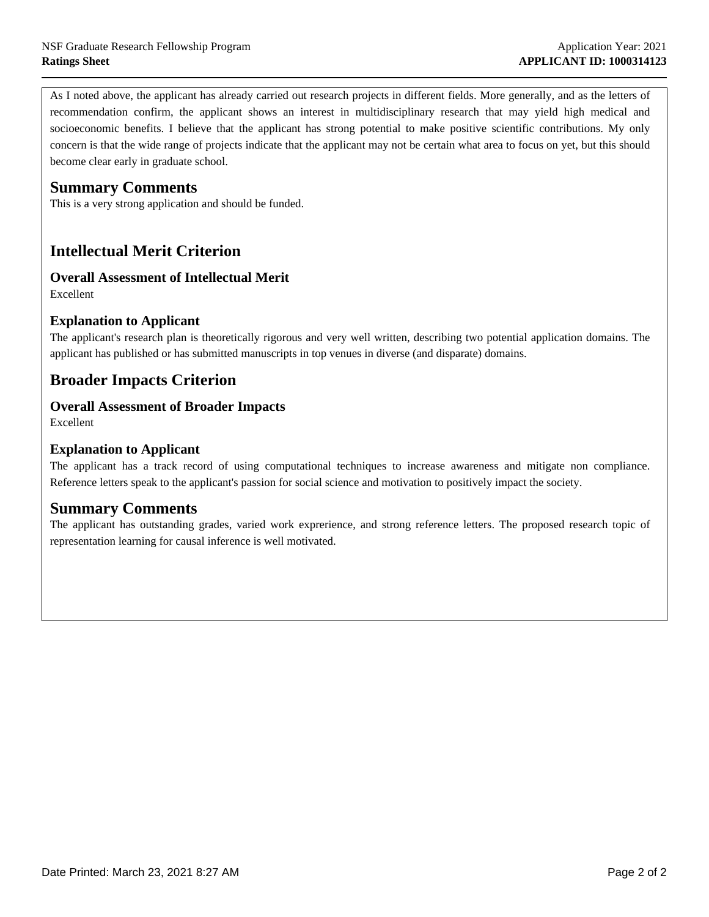As I noted above, the applicant has already carried out research projects in different fields. More generally, and as the letters of recommendation confirm, the applicant shows an interest in multidisciplinary research that may yield high medical and socioeconomic benefits. I believe that the applicant has strong potential to make positive scientific contributions. My only concern is that the wide range of projects indicate that the applicant may not be certain what area to focus on yet, but this should become clear early in graduate school.

## Summary Comments

This is a very strong application and should be funded.

## Intellectual Merit Criterion

### Overall Assessment of Intellectual Merit

Excellent

### Explanation to Applicant

The applicant's research plan is theoretically rigorous and very well written, describing two potential application domains. The applicant has published or has submitted manuscripts in top venues in diverse (and disparate) domains.

## Broader Impacts Criterion

### Overall Assessment of Broader Impacts

Excellent

### Explanation to Applicant

The applicant has a track record of using computational techniques to increase awareness and mitigate non compliance. Reference letters speak to the applicant's passion for social science and motivation to positively impact the society.

## Summary Comments

The applicant has outstanding grades, varied work exprerience, and strong reference letters. The proposed research topic of representation learning for causal inference is well motivated.